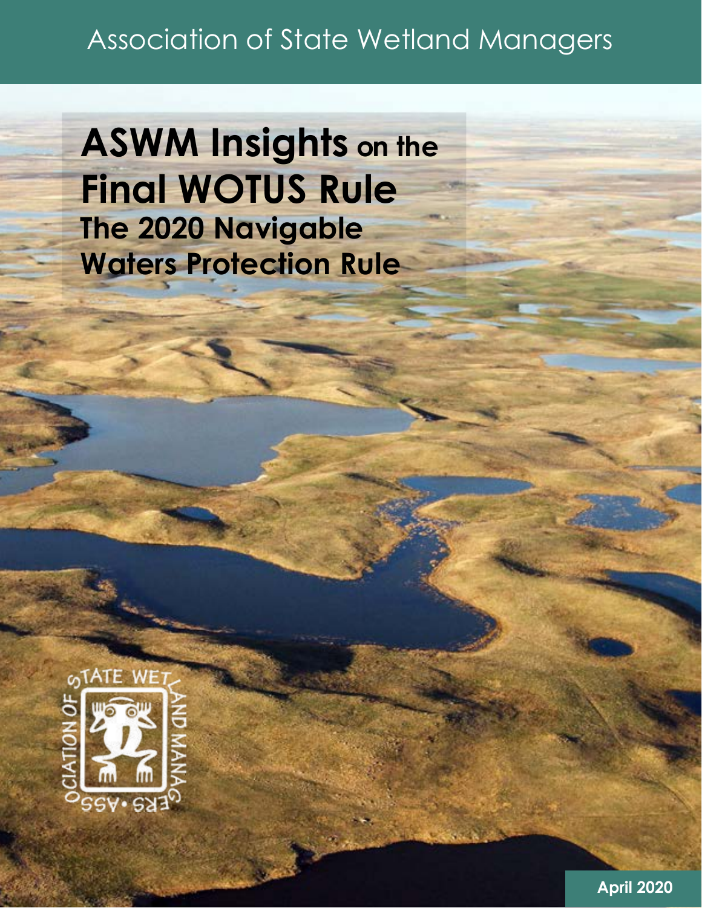Association of State Wetland Managers

# ASWM Insights on the Final WOTUS Rule

## The 2020 Navigable Waters Protection Rule

April 2020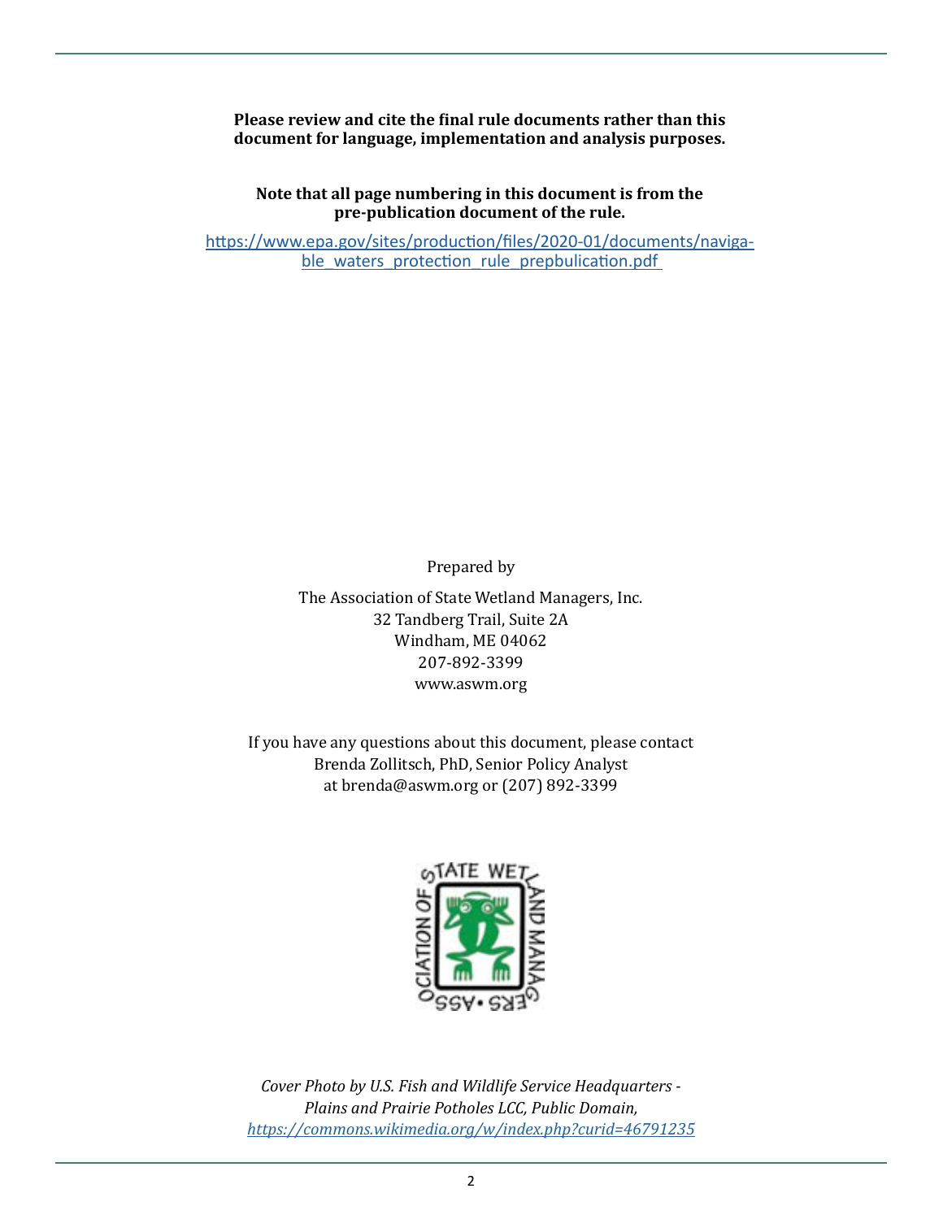**Please review and cite the final rule documents rather than this document for language, implementation and analysis purposes.**

**Note that all page numbering in this document is from the pre-publication document of the rule.**

https://www.epa.gov/sites/production/files/2020-01/documents/navigable_waters_protection_rule_prepbulication.pdf

Prepared by

The Association of State Wetland Managers, Inc.
32 Tandberg Trail, Suite 2A
Windham, ME 04062
207-892-3399
www.aswm.org

If you have any questions about this document, please contact
Brenda Zollitsch, PhD, Senior Policy Analyst
at brenda@aswm.org or (207) 892-3399

*Cover Photo by U.S. Fish and Wildlife Service Headquarters - Plains and Prairie Potholes LCC, Public Domain, https://commons.wikimedia.org/w/index.php?curid=46791235*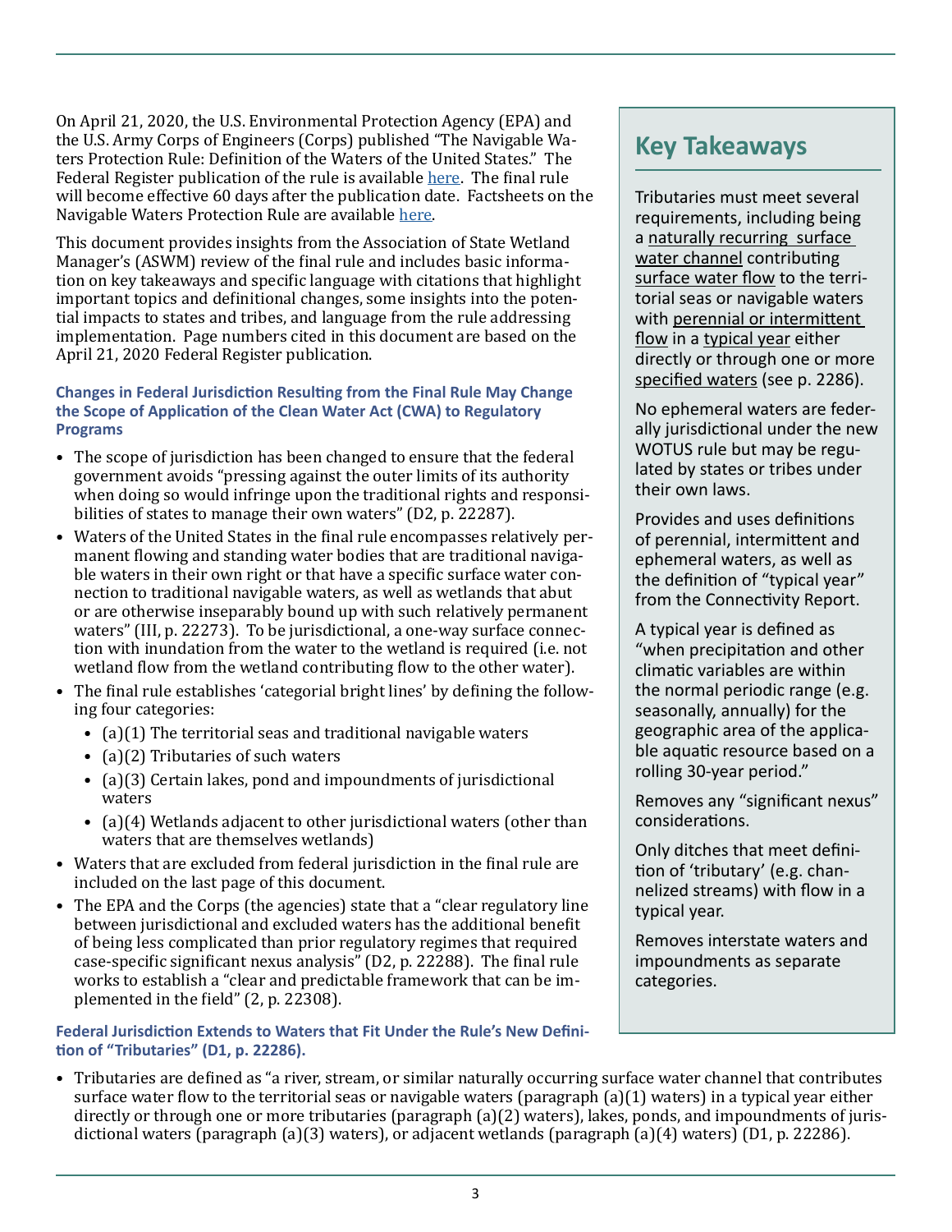On April 21, 2020, the U.S. Environmental Protection Agency (EPA) and the U.S. Army Corps of Engineers (Corps) published "The Navigable Waters Protection Rule: Definition of the Waters of the United States." The Federal Register publication of the rule is available [here](). The final rule will become effective 60 days after the publication date. Factsheets on the Navigable Waters Protection Rule are available [here]().

This document provides insights from the Association of State Wetland Manager's (ASWM) review of the final rule and includes basic information on key takeaways and specific language with citations that highlight important topics and definitional changes, some insights into the potential impacts to states and tribes, and language from the rule addressing implementation. Page numbers cited in this document are based on the April 21, 2020 Federal Register publication.

#### Changes in Federal Jurisdiction Resulting from the Final Rule May Change the Scope of Application of the Clean Water Act (CWA) to Regulatory Programs

- The scope of jurisdiction has been changed to ensure that the federal government avoids "pressing against the outer limits of its authority when doing so would infringe upon the traditional rights and responsibilities of states to manage their own waters" (D2, p. 22287).
- Waters of the United States in the final rule encompasses relatively permanent flowing and standing water bodies that are traditional navigable waters in their own right or that have a specific surface water connection to traditional navigable waters, as well as wetlands that abut or are otherwise inseparably bound up with such relatively permanent waters" (III, p. 22273). To be jurisdictional, a one-way surface connection with inundation from the water to the wetland is required (i.e. not wetland flow from the wetland contributing flow to the other water).
- The final rule establishes 'categorial bright lines' by defining the following four categories:
  - (a)(1) The territorial seas and traditional navigable waters
  - (a)(2) Tributaries of such waters
  - (a)(3) Certain lakes, pond and impoundments of jurisdictional waters
  - (a)(4) Wetlands adjacent to other jurisdictional waters (other than waters that are themselves wetlands)
- Waters that are excluded from federal jurisdiction in the final rule are included on the last page of this document.
- The EPA and the Corps (the agencies) state that a "clear regulatory line between jurisdictional and excluded waters has the additional benefit of being less complicated than prior regulatory regimes that required case-specific significant nexus analysis" (D2, p. 22288). The final rule works to establish a "clear and predictable framework that can be implemented in the field" (2, p. 22308).

#### Federal Jurisdiction Extends to Waters that Fit Under the Rule's New Definition of "Tributaries" (D1, p. 22286).

- Tributaries are defined as "a river, stream, or similar naturally occurring surface water channel that contributes surface water flow to the territorial seas or navigable waters (paragraph (a)(1) waters) in a typical year either directly or through one or more tributaries (paragraph (a)(2) waters), lakes, ponds, and impoundments of jurisdictional waters (paragraph (a)(3) waters), or adjacent wetlands (paragraph (a)(4) waters) (D1, p. 22286).

## Key Takeaways

Tributaries must meet several requirements, including being a naturally recurring surface water channel contributing surface water flow to the territorial seas or navigable waters with perennial or intermittent flow in a typical year either directly or through one or more specified waters (see p. 2286).

No ephemeral waters are federally jurisdictional under the new WOTUS rule but may be regulated by states or tribes under their own laws.

Provides and uses definitions of perennial, intermittent and ephemeral waters, as well as the definition of "typical year" from the Connectivity Report.

A typical year is defined as "when precipitation and other climatic variables are within the normal periodic range (e.g. seasonally, annually) for the geographic area of the applicable aquatic resource based on a rolling 30-year period."

Removes any "significant nexus" considerations.

Only ditches that meet definition of 'tributary' (e.g. channelized streams) with flow in a typical year.

Removes interstate waters and impoundments as separate categories.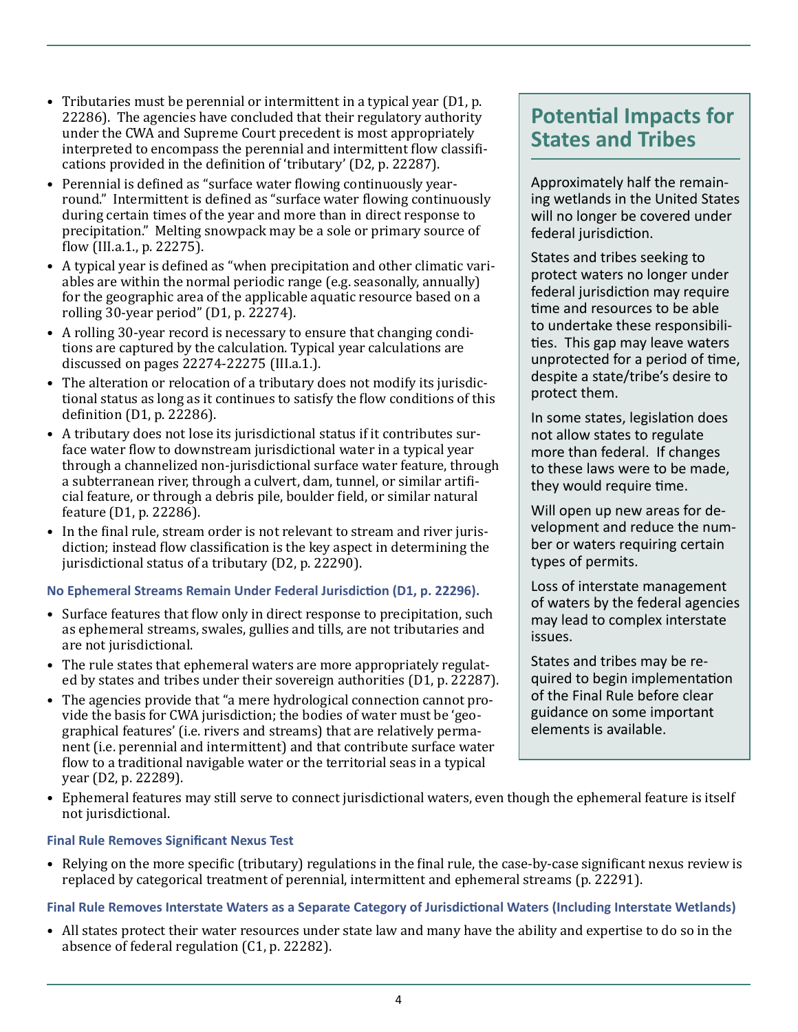- Tributaries must be perennial or intermittent in a typical year (D1, p. 22286). The agencies have concluded that their regulatory authority under the CWA and Supreme Court precedent is most appropriately interpreted to encompass the perennial and intermittent flow classifications provided in the definition of 'tributary' (D2, p. 22287).
- Perennial is defined as "surface water flowing continuously year-round." Intermittent is defined as "surface water flowing continuously during certain times of the year and more than in direct response to precipitation." Melting snowpack may be a sole or primary source of flow (III.a.1., p. 22275).
- A typical year is defined as "when precipitation and other climatic variables are within the normal periodic range (e.g. seasonally, annually) for the geographic area of the applicable aquatic resource based on a rolling 30-year period" (D1, p. 22274).
- A rolling 30-year record is necessary to ensure that changing conditions are captured by the calculation. Typical year calculations are discussed on pages 22274-22275 (III.a.1.).
- The alteration or relocation of a tributary does not modify its jurisdictional status as long as it continues to satisfy the flow conditions of this definition (D1, p. 22286).
- A tributary does not lose its jurisdictional status if it contributes surface water flow to downstream jurisdictional water in a typical year through a channelized non-jurisdictional surface water feature, through a subterranean river, through a culvert, dam, tunnel, or similar artificial feature, or through a debris pile, boulder field, or similar natural feature (D1, p. 22286).
- In the final rule, stream order is not relevant to stream and river jurisdiction; instead flow classification is the key aspect in determining the jurisdictional status of a tributary (D2, p. 22290).

#### No Ephemeral Streams Remain Under Federal Jurisdiction (D1, p. 22296).

- Surface features that flow only in direct response to precipitation, such as ephemeral streams, swales, gullies and tills, are not tributaries and are not jurisdictional.
- The rule states that ephemeral waters are more appropriately regulated by states and tribes under their sovereign authorities (D1, p. 22287).
- The agencies provide that "a mere hydrological connection cannot provide the basis for CWA jurisdiction; the bodies of water must be 'geographical features' (i.e. rivers and streams) that are relatively permanent (i.e. perennial and intermittent) and that contribute surface water flow to a traditional navigable water or the territorial seas in a typical year (D2, p. 22289).
- Ephemeral features may still serve to connect jurisdictional waters, even though the ephemeral feature is itself not jurisdictional.

#### Final Rule Removes Significant Nexus Test

- Relying on the more specific (tributary) regulations in the final rule, the case-by-case significant nexus review is replaced by categorical treatment of perennial, intermittent and ephemeral streams (p. 22291).

#### Final Rule Removes Interstate Waters as a Separate Category of Jurisdictional Waters (Including Interstate Wetlands)

- All states protect their water resources under state law and many have the ability and expertise to do so in the absence of federal regulation (C1, p. 22282).

## Potential Impacts for States and Tribes

Approximately half the remaining wetlands in the United States will no longer be covered under federal jurisdiction.

States and tribes seeking to protect waters no longer under federal jurisdiction may require time and resources to be able to undertake these responsibilities. This gap may leave waters unprotected for a period of time, despite a state/tribe's desire to protect them.

In some states, legislation does not allow states to regulate more than federal. If changes to these laws were to be made, they would require time.

Will open up new areas for development and reduce the number or waters requiring certain types of permits.

Loss of interstate management of waters by the federal agencies may lead to complex interstate issues.

States and tribes may be required to begin implementation of the Final Rule before clear guidance on some important elements is available.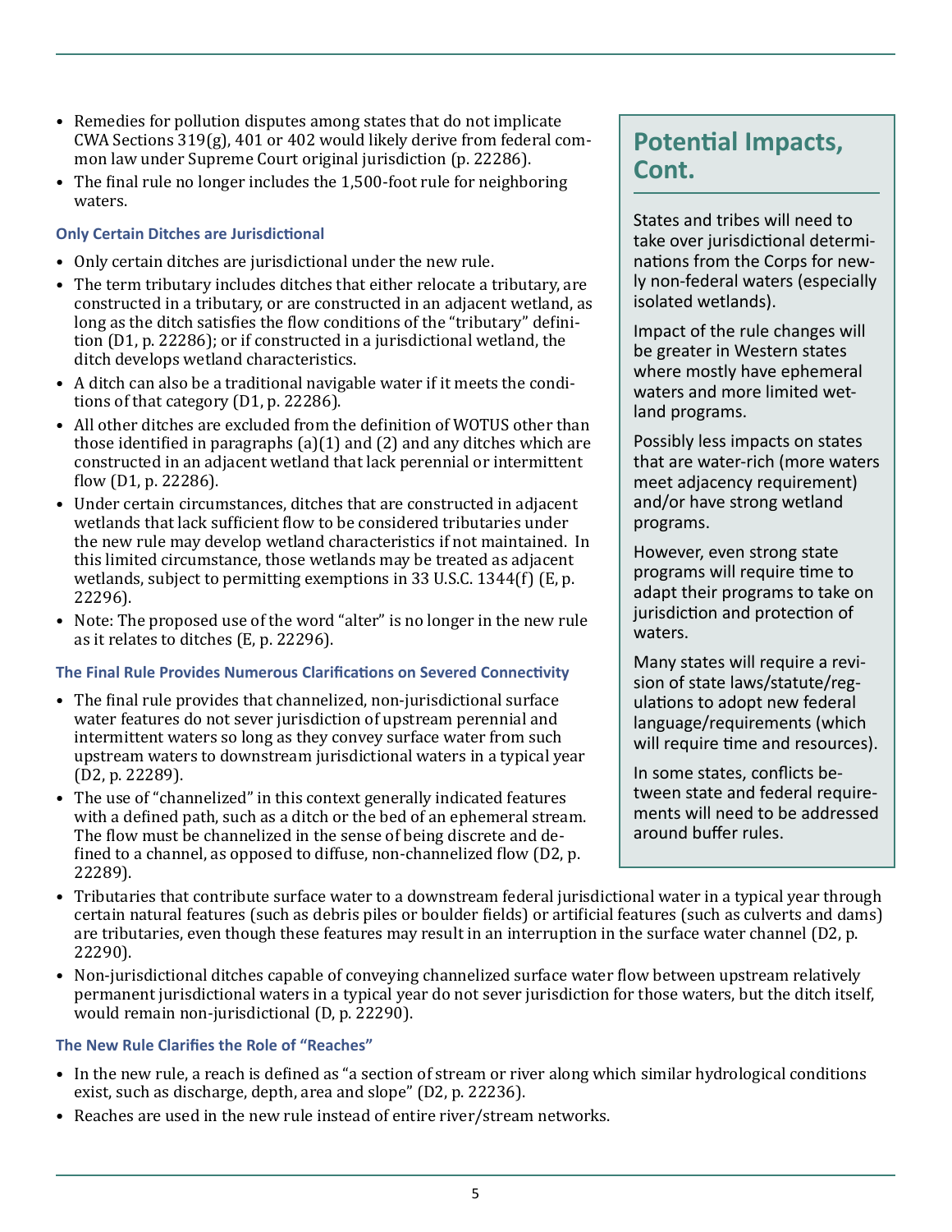- Remedies for pollution disputes among states that do not implicate CWA Sections 319(g), 401 or 402 would likely derive from federal common law under Supreme Court original jurisdiction (p. 22286).
- The final rule no longer includes the 1,500-foot rule for neighboring waters.

### Only Certain Ditches are Jurisdictional

- Only certain ditches are jurisdictional under the new rule.
- The term tributary includes ditches that either relocate a tributary, are constructed in a tributary, or are constructed in an adjacent wetland, as long as the ditch satisfies the flow conditions of the "tributary" definition (D1, p. 22286); or if constructed in a jurisdictional wetland, the ditch develops wetland characteristics.
- A ditch can also be a traditional navigable water if it meets the conditions of that category (D1, p. 22286).
- All other ditches are excluded from the definition of WOTUS other than those identified in paragraphs (a)(1) and (2) and any ditches which are constructed in an adjacent wetland that lack perennial or intermittent flow (D1, p. 22286).
- Under certain circumstances, ditches that are constructed in adjacent wetlands that lack sufficient flow to be considered tributaries under the new rule may develop wetland characteristics if not maintained. In this limited circumstance, those wetlands may be treated as adjacent wetlands, subject to permitting exemptions in 33 U.S.C. 1344(f) (E, p. 22296).
- Note: The proposed use of the word "alter" is no longer in the new rule as it relates to ditches (E, p. 22296).

### The Final Rule Provides Numerous Clarifications on Severed Connectivity

- The final rule provides that channelized, non-jurisdictional surface water features do not sever jurisdiction of upstream perennial and intermittent waters so long as they convey surface water from such upstream waters to downstream jurisdictional waters in a typical year (D2, p. 22289).
- The use of "channelized" in this context generally indicated features with a defined path, such as a ditch or the bed of an ephemeral stream. The flow must be channelized in the sense of being discrete and defined to a channel, as opposed to diffuse, non-channelized flow (D2, p. 22289).
- Tributaries that contribute surface water to a downstream federal jurisdictional water in a typical year through certain natural features (such as debris piles or boulder fields) or artificial features (such as culverts and dams) are tributaries, even though these features may result in an interruption in the surface water channel (D2, p. 22290).
- Non-jurisdictional ditches capable of conveying channelized surface water flow between upstream relatively permanent jurisdictional waters in a typical year do not sever jurisdiction for those waters, but the ditch itself, would remain non-jurisdictional (D, p. 22290).

### The New Rule Clarifies the Role of "Reaches"

- In the new rule, a reach is defined as "a section of stream or river along which similar hydrological conditions exist, such as discharge, depth, area and slope" (D2, p. 22236).
- Reaches are used in the new rule instead of entire river/stream networks.

## Potential Impacts, Cont.

States and tribes will need to take over jurisdictional determinations from the Corps for newly non-federal waters (especially isolated wetlands).

Impact of the rule changes will be greater in Western states where mostly have ephemeral waters and more limited wetland programs.

Possibly less impacts on states that are water-rich (more waters meet adjacency requirement) and/or have strong wetland programs.

However, even strong state programs will require time to adapt their programs to take on jurisdiction and protection of waters.

Many states will require a revision of state laws/statute/regulations to adopt new federal language/requirements (which will require time and resources).

In some states, conflicts between state and federal requirements will need to be addressed around buffer rules.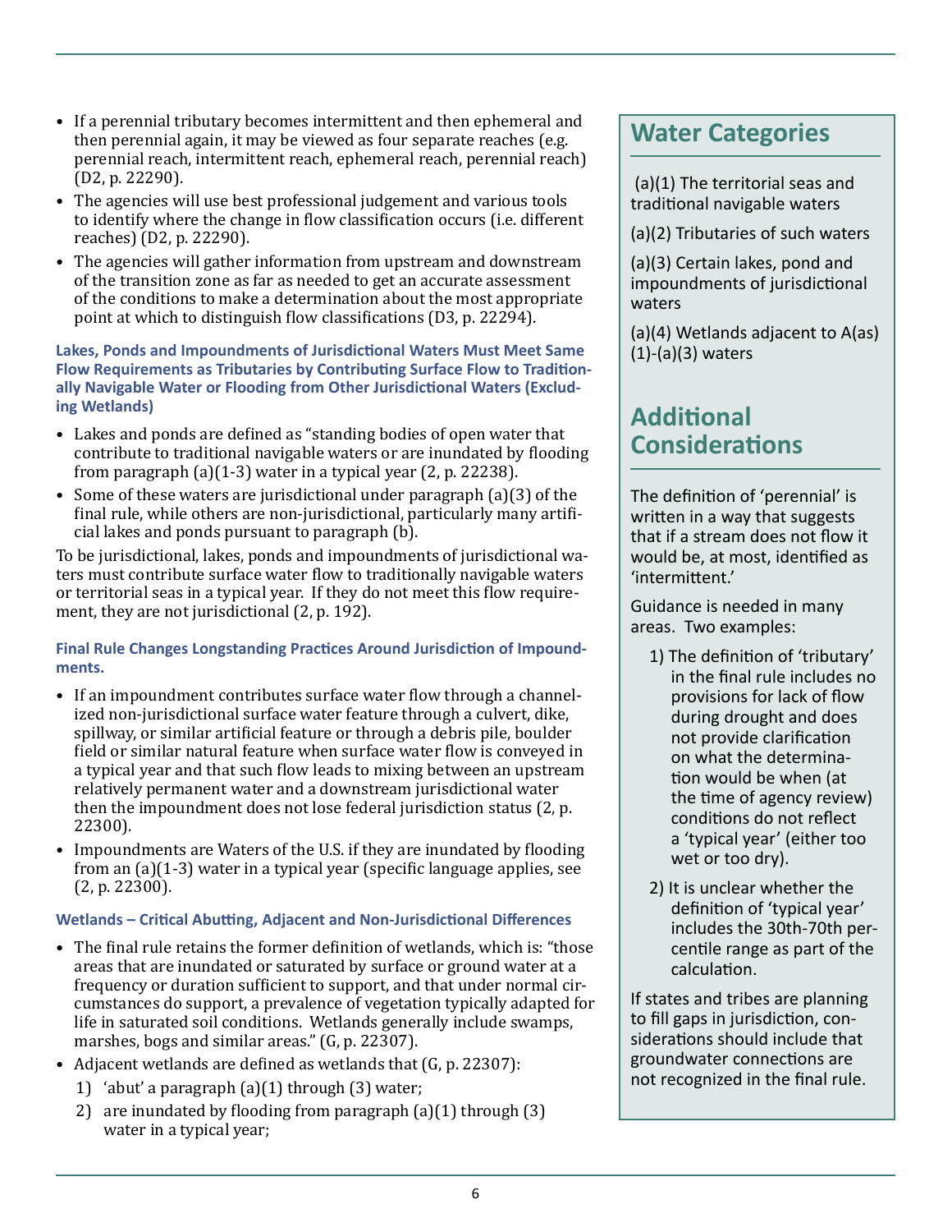- If a perennial tributary becomes intermittent and then ephemeral and then perennial again, it may be viewed as four separate reaches (e.g. perennial reach, intermittent reach, ephemeral reach, perennial reach) (D2, p. 22290).
- The agencies will use best professional judgement and various tools to identify where the change in flow classification occurs (i.e. different reaches) (D2, p. 22290).
- The agencies will gather information from upstream and downstream of the transition zone as far as needed to get an accurate assessment of the conditions to make a determination about the most appropriate point at which to distinguish flow classifications (D3, p. 22294).

**Lakes, Ponds and Impoundments of Jurisdictional Waters Must Meet Same Flow Requirements as Tributaries by Contributing Surface Flow to Traditionally Navigable Water or Flooding from Other Jurisdictional Waters (Excluding Wetlands)**

- Lakes and ponds are defined as "standing bodies of open water that contribute to traditional navigable waters or are inundated by flooding from paragraph (a)(1-3) water in a typical year (2, p. 22238).
- Some of these waters are jurisdictional under paragraph (a)(3) of the final rule, while others are non-jurisdictional, particularly many artificial lakes and ponds pursuant to paragraph (b).

To be jurisdictional, lakes, ponds and impoundments of jurisdictional waters must contribute surface water flow to traditionally navigable waters or territorial seas in a typical year. If they do not meet this flow requirement, they are not jurisdictional (2, p. 192).

**Final Rule Changes Longstanding Practices Around Jurisdiction of Impoundments.**

- If an impoundment contributes surface water flow through a channelized non-jurisdictional surface water feature through a culvert, dike, spillway, or similar artificial feature or through a debris pile, boulder field or similar natural feature when surface water flow is conveyed in a typical year and that such flow leads to mixing between an upstream relatively permanent water and a downstream jurisdictional water then the impoundment does not lose federal jurisdiction status (2, p. 22300).
- Impoundments are Waters of the U.S. if they are inundated by flooding from an (a)(1-3) water in a typical year (specific language applies, see (2, p. 22300).

**Wetlands – Critical Abutting, Adjacent and Non-Jurisdictional Differences**

- The final rule retains the former definition of wetlands, which is: "those areas that are inundated or saturated by surface or ground water at a frequency or duration sufficient to support, and that under normal circumstances do support, a prevalence of vegetation typically adapted for life in saturated soil conditions. Wetlands generally include swamps, marshes, bogs and similar areas." (G, p. 22307).
- Adjacent wetlands are defined as wetlands that (G, p. 22307):
  1) 'abut' a paragraph (a)(1) through (3) water;
  2) are inundated by flooding from paragraph (a)(1) through (3) water in a typical year;

## Water Categories

(a)(1) The territorial seas and traditional navigable waters

(a)(2) Tributaries of such waters

(a)(3) Certain lakes, pond and impoundments of jurisdictional waters

(a)(4) Wetlands adjacent to A(as)(1)-(a)(3) waters

## Additional Considerations

The definition of 'perennial' is written in a way that suggests that if a stream does not flow it would be, at most, identified as 'intermittent.'

Guidance is needed in many areas. Two examples:

1) The definition of 'tributary' in the final rule includes no provisions for lack of flow during drought and does not provide clarification on what the determination would be when (at the time of agency review) conditions do not reflect a 'typical year' (either too wet or too dry).
2) It is unclear whether the definition of 'typical year' includes the 30th-70th percentile range as part of the calculation.

If states and tribes are planning to fill gaps in jurisdiction, considerations should include that groundwater connections are not recognized in the final rule.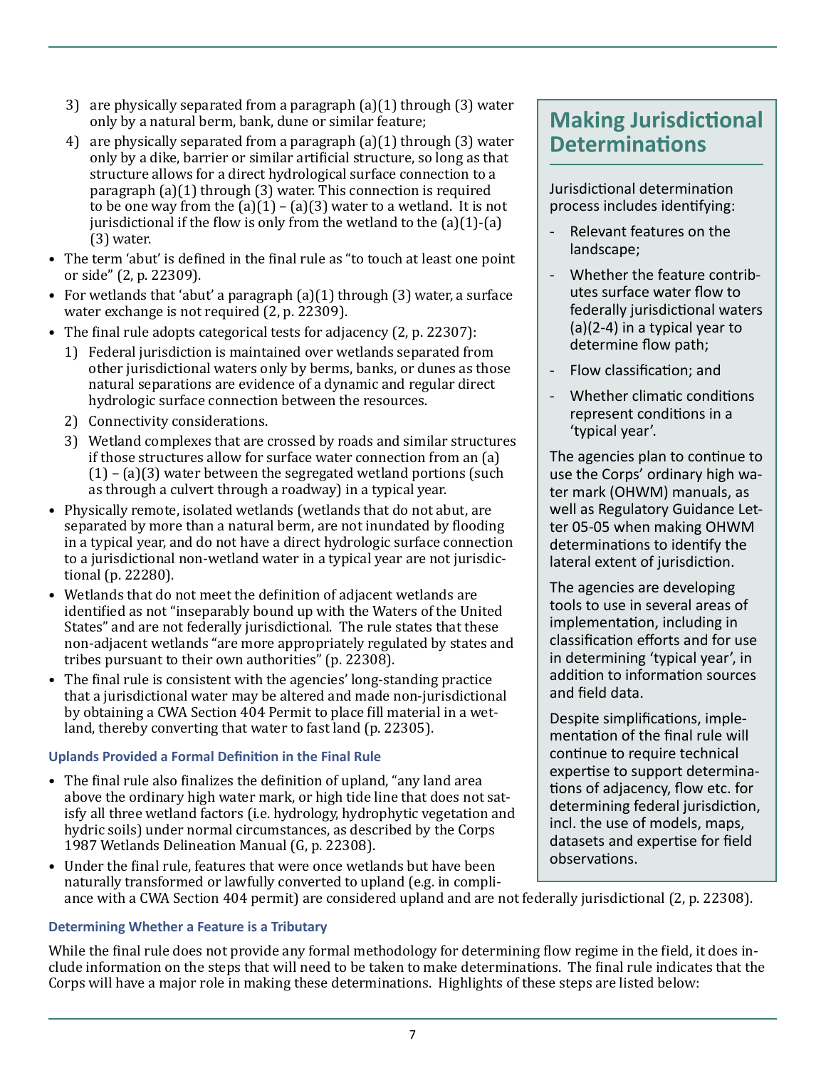3) are physically separated from a paragraph (a)(1) through (3) water only by a natural berm, bank, dune or similar feature;
4) are physically separated from a paragraph (a)(1) through (3) water only by a dike, barrier or similar artificial structure, so long as that structure allows for a direct hydrological surface connection to a paragraph (a)(1) through (3) water. This connection is required to be one way from the (a)(1) – (a)(3) water to a wetland. It is not jurisdictional if the flow is only from the wetland to the (a)(1)-(a)(3) water.

- The term 'abut' is defined in the final rule as "to touch at least one point or side" (2, p. 22309).
- For wetlands that 'abut' a paragraph (a)(1) through (3) water, a surface water exchange is not required (2, p. 22309).
- The final rule adopts categorical tests for adjacency (2, p. 22307):
  1) Federal jurisdiction is maintained over wetlands separated from other jurisdictional waters only by berms, banks, or dunes as those natural separations are evidence of a dynamic and regular direct hydrologic surface connection between the resources.
  2) Connectivity considerations.
  3) Wetland complexes that are crossed by roads and similar structures if those structures allow for surface water connection from an (a)(1) – (a)(3) water between the segregated wetland portions (such as through a culvert through a roadway) in a typical year.
- Physically remote, isolated wetlands (wetlands that do not abut, are separated by more than a natural berm, are not inundated by flooding in a typical year, and do not have a direct hydrologic surface connection to a jurisdictional non-wetland water in a typical year are not jurisdictional (p. 22280).
- Wetlands that do not meet the definition of adjacent wetlands are identified as not "inseparably bound up with the Waters of the United States" and are not federally jurisdictional. The rule states that these non-adjacent wetlands "are more appropriately regulated by states and tribes pursuant to their own authorities" (p. 22308).
- The final rule is consistent with the agencies' long-standing practice that a jurisdictional water may be altered and made non-jurisdictional by obtaining a CWA Section 404 Permit to place fill material in a wetland, thereby converting that water to fast land (p. 22305).

### Uplands Provided a Formal Definition in the Final Rule

- The final rule also finalizes the definition of upland, "any land area above the ordinary high water mark, or high tide line that does not satisfy all three wetland factors (i.e. hydrology, hydrophytic vegetation and hydric soils) under normal circumstances, as described by the Corps 1987 Wetlands Delineation Manual (G, p. 22308).
- Under the final rule, features that were once wetlands but have been naturally transformed or lawfully converted to upland (e.g. in compliance with a CWA Section 404 permit) are considered upland and are not federally jurisdictional (2, p. 22308).

## Making Jurisdictional Determinations

Jurisdictional determination process includes identifying:

- Relevant features on the landscape;
- Whether the feature contributes surface water flow to federally jurisdictional waters (a)(2-4) in a typical year to determine flow path;
- Flow classification; and
- Whether climatic conditions represent conditions in a 'typical year'.

The agencies plan to continue to use the Corps' ordinary high water mark (OHWM) manuals, as well as Regulatory Guidance Letter 05-05 when making OHWM determinations to identify the lateral extent of jurisdiction.

The agencies are developing tools to use in several areas of implementation, including in classification efforts and for use in determining 'typical year', in addition to information sources and field data.

Despite simplifications, implementation of the final rule will continue to require technical expertise to support determinations of adjacency, flow etc. for determining federal jurisdiction, incl. the use of models, maps, datasets and expertise for field observations.

### Determining Whether a Feature is a Tributary

While the final rule does not provide any formal methodology for determining flow regime in the field, it does include information on the steps that will need to be taken to make determinations. The final rule indicates that the Corps will have a major role in making these determinations. Highlights of these steps are listed below: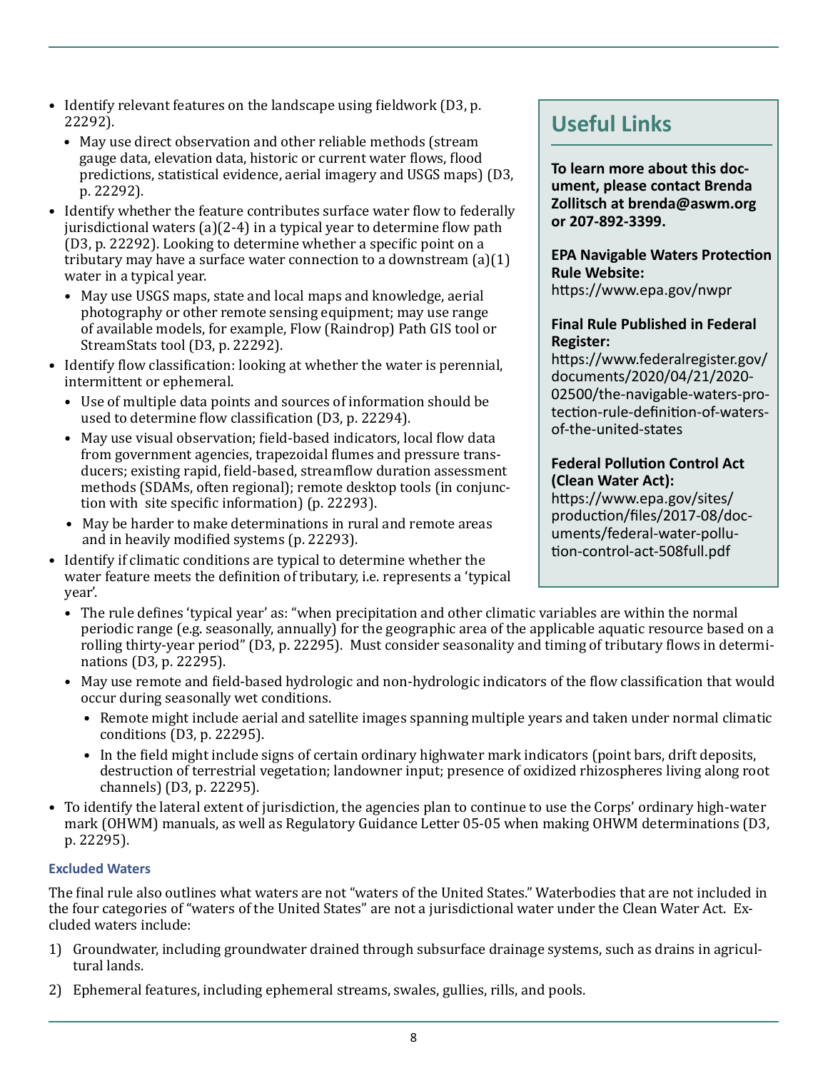- Identify relevant features on the landscape using fieldwork (D3, p. 22292).
  - May use direct observation and other reliable methods (stream gauge data, elevation data, historic or current water flows, flood predictions, statistical evidence, aerial imagery and USGS maps) (D3, p. 22292).
- Identify whether the feature contributes surface water flow to federally jurisdictional waters (a)(2-4) in a typical year to determine flow path (D3, p. 22292). Looking to determine whether a specific point on a tributary may have a surface water connection to a downstream (a)(1) water in a typical year.
  - May use USGS maps, state and local maps and knowledge, aerial photography or other remote sensing equipment; may use range of available models, for example, Flow (Raindrop) Path GIS tool or StreamStats tool (D3, p. 22292).
- Identify flow classification: looking at whether the water is perennial, intermittent or ephemeral.
  - Use of multiple data points and sources of information should be used to determine flow classification (D3, p. 22294).
  - May use visual observation; field-based indicators, local flow data from government agencies, trapezoidal flumes and pressure transducers; existing rapid, field-based, streamflow duration assessment methods (SDAMs, often regional); remote desktop tools (in conjunction with site specific information) (p. 22293).
  - May be harder to make determinations in rural and remote areas and in heavily modified systems (p. 22293).
- Identify if climatic conditions are typical to determine whether the water feature meets the definition of tributary, i.e. represents a 'typical year'.
  - The rule defines 'typical year' as: "when precipitation and other climatic variables are within the normal periodic range (e.g. seasonally, annually) for the geographic area of the applicable aquatic resource based on a rolling thirty-year period" (D3, p. 22295). Must consider seasonality and timing of tributary flows in determinations (D3, p. 22295).
  - May use remote and field-based hydrologic and non-hydrologic indicators of the flow classification that would occur during seasonally wet conditions.
    - Remote might include aerial and satellite images spanning multiple years and taken under normal climatic conditions (D3, p. 22295).
    - In the field might include signs of certain ordinary highwater mark indicators (point bars, drift deposits, destruction of terrestrial vegetation; landowner input; presence of oxidized rhizospheres living along root channels) (D3, p. 22295).
- To identify the lateral extent of jurisdiction, the agencies plan to continue to use the Corps' ordinary high-water mark (OHWM) manuals, as well as Regulatory Guidance Letter 05-05 when making OHWM determinations (D3, p. 22295).

## Useful Links

**To learn more about this document, please contact Brenda Zollitsch at brenda@aswm.org or 207-892-3399.**

**EPA Navigable Waters Protection Rule Website:**
https://www.epa.gov/nwpr

**Final Rule Published in Federal Register:**
https://www.federalregister.gov/documents/2020/04/21/2020-02500/the-navigable-waters-protection-rule-definition-of-waters-of-the-united-states

**Federal Pollution Control Act (Clean Water Act):**
https://www.epa.gov/sites/production/files/2017-08/documents/federal-water-pollution-control-act-508full.pdf

### Excluded Waters

The final rule also outlines what waters are not "waters of the United States." Waterbodies that are not included in the four categories of "waters of the United States" are not a jurisdictional water under the Clean Water Act. Excluded waters include:

1) Groundwater, including groundwater drained through subsurface drainage systems, such as drains in agricultural lands.
2) Ephemeral features, including ephemeral streams, swales, gullies, rills, and pools.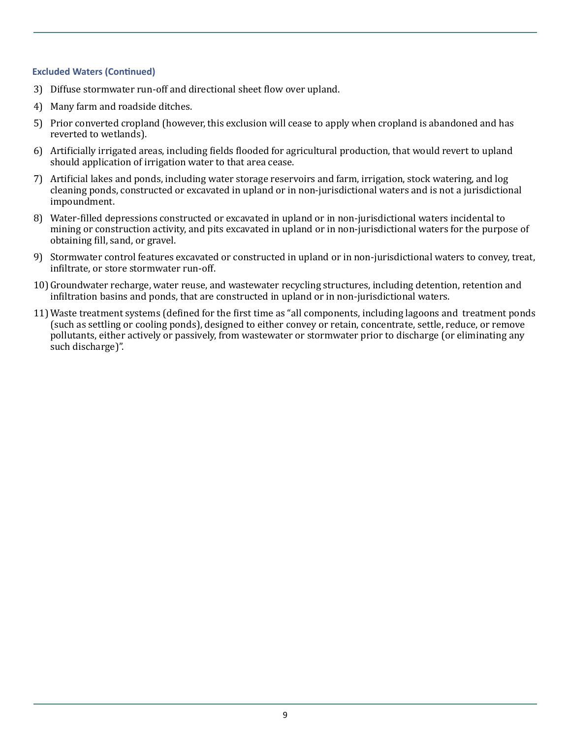### Excluded Waters (Continued)

3) Diffuse stormwater run-off and directional sheet flow over upland.
4) Many farm and roadside ditches.
5) Prior converted cropland (however, this exclusion will cease to apply when cropland is abandoned and has reverted to wetlands).
6) Artificially irrigated areas, including fields flooded for agricultural production, that would revert to upland should application of irrigation water to that area cease.
7) Artificial lakes and ponds, including water storage reservoirs and farm, irrigation, stock watering, and log cleaning ponds, constructed or excavated in upland or in non-jurisdictional waters and is not a jurisdictional impoundment.
8) Water-filled depressions constructed or excavated in upland or in non-jurisdictional waters incidental to mining or construction activity, and pits excavated in upland or in non-jurisdictional waters for the purpose of obtaining fill, sand, or gravel.
9) Stormwater control features excavated or constructed in upland or in non-jurisdictional waters to convey, treat, infiltrate, or store stormwater run-off.
10) Groundwater recharge, water reuse, and wastewater recycling structures, including detention, retention and infiltration basins and ponds, that are constructed in upland or in non-jurisdictional waters.
11) Waste treatment systems (defined for the first time as "all components, including lagoons and treatment ponds (such as settling or cooling ponds), designed to either convey or retain, concentrate, settle, reduce, or remove pollutants, either actively or passively, from wastewater or stormwater prior to discharge (or eliminating any such discharge)".